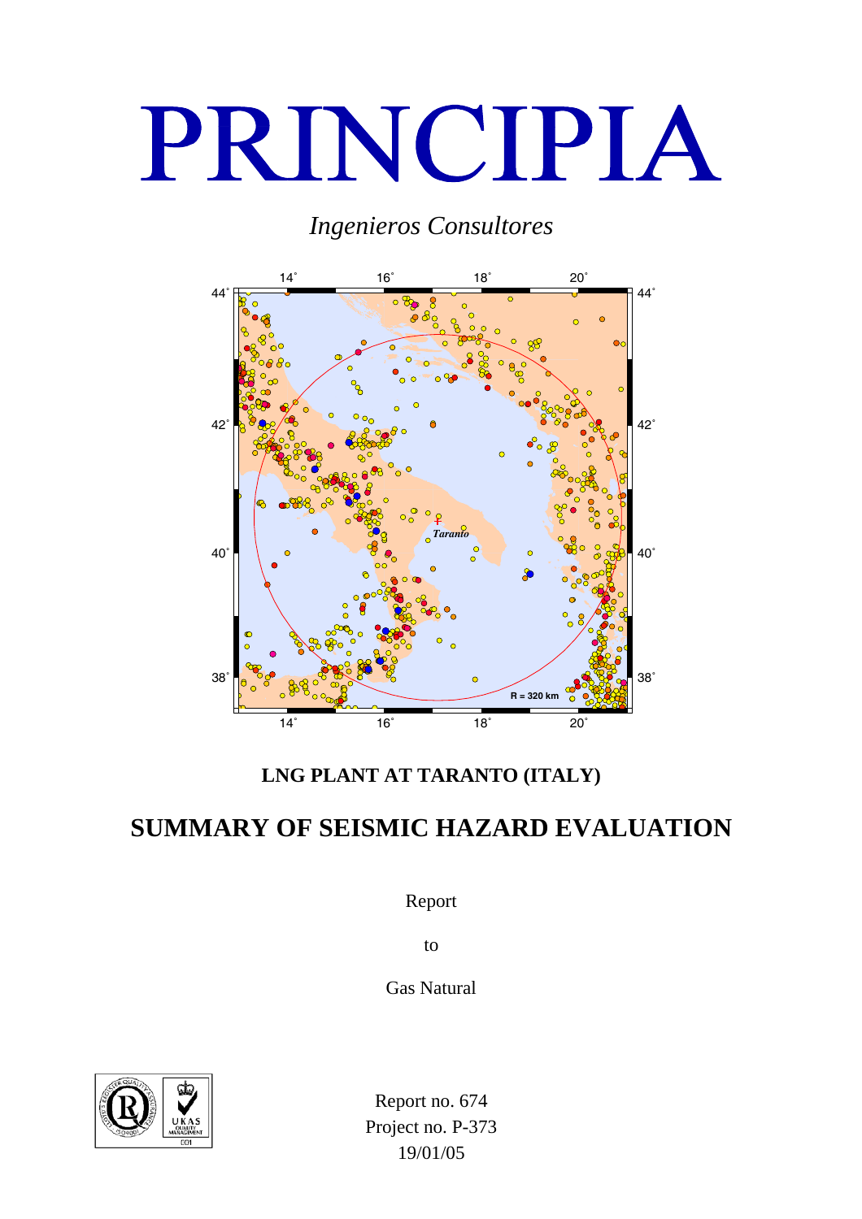# PRINCIPIA

*Ingenieros Consultores*

**LNG PLANT AT TARANTO (ITALY)**

## SUMMARY OF SEISMIC HAZARD EVALUATION

Report

to

Gas Natural

Report no. 674
Project no. P-373
19/01/05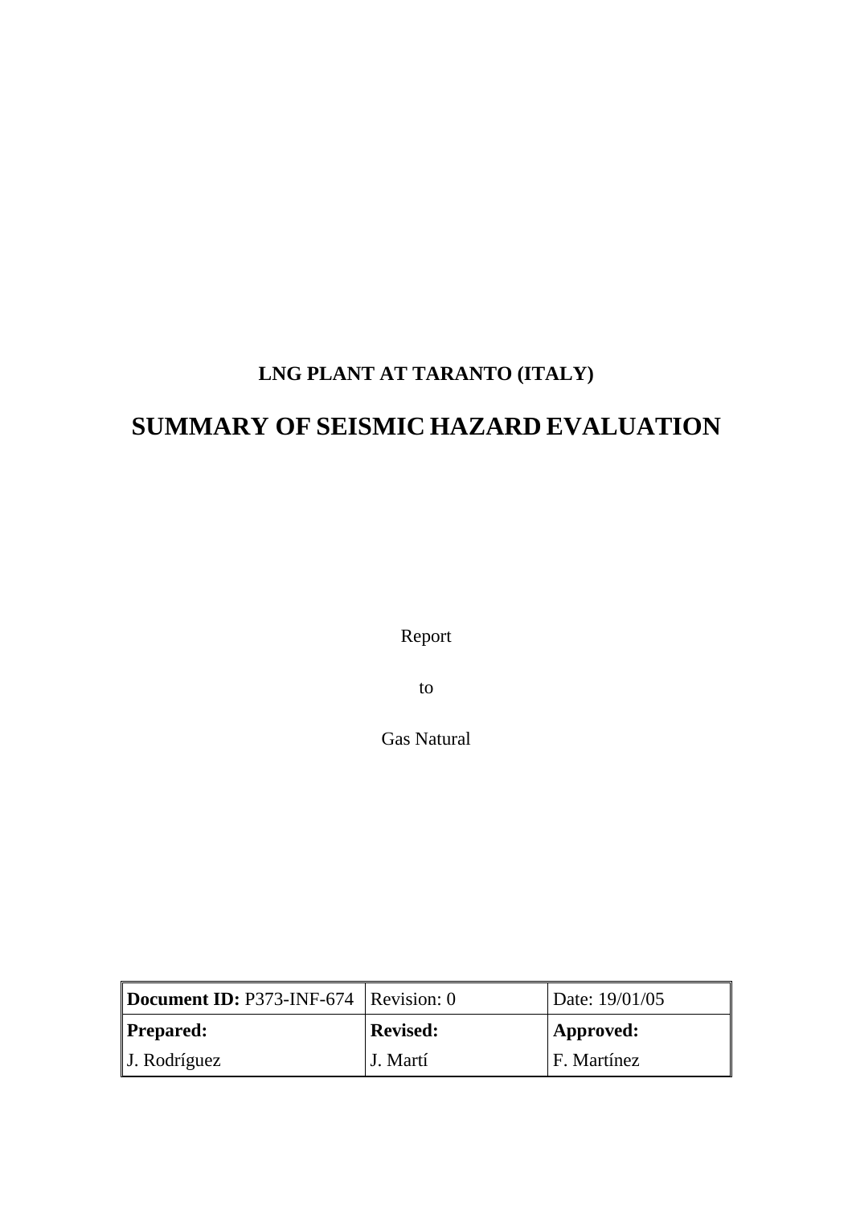**LNG PLANT AT TARANTO (ITALY)**

# SUMMARY OF SEISMIC HAZARD EVALUATION

Report

to

Gas Natural

| **Document ID:** P373-INF-674 | Revision: 0 | Date: 19/01/05 |
|---|---|---|
| **Prepared:** | **Revised:** | **Approved:** |
| J. Rodríguez | J. Martí | F. Martínez |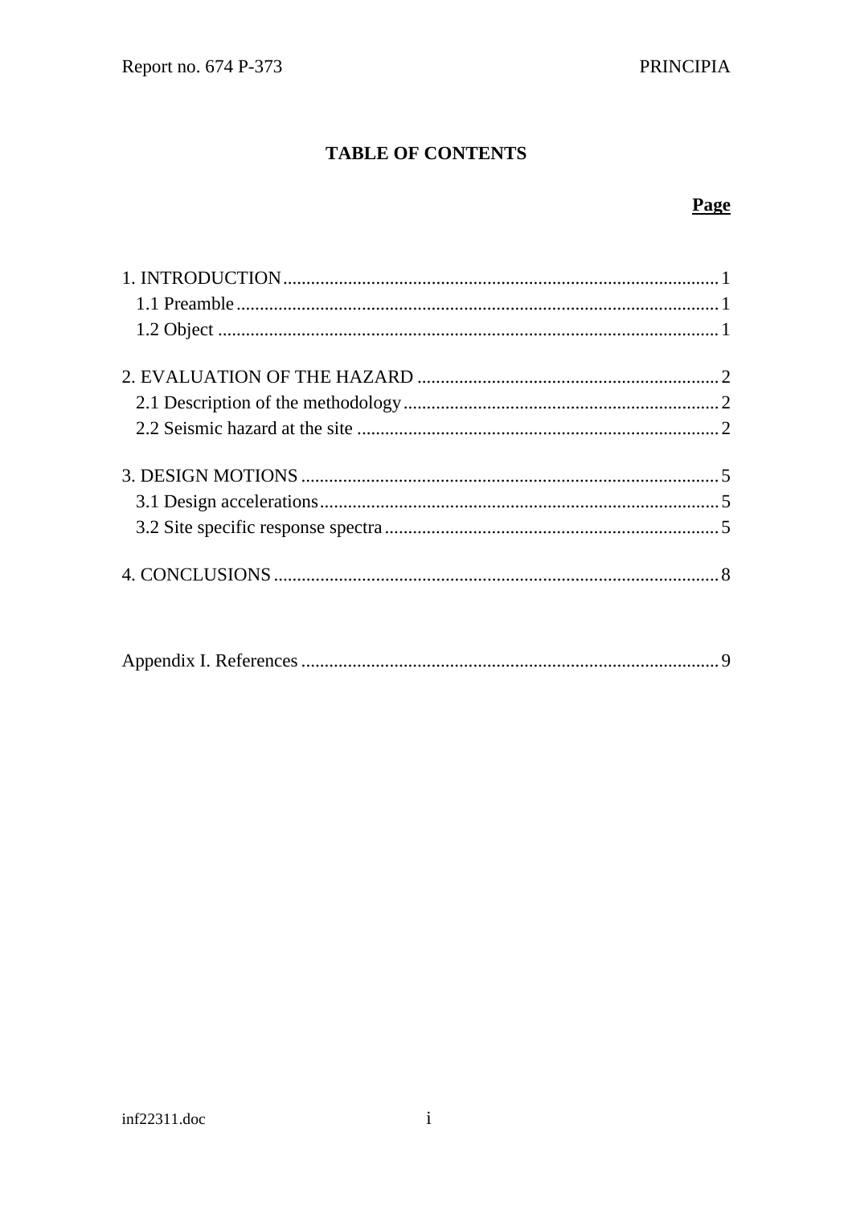# TABLE OF CONTENTS

**Page**

1. INTRODUCTION.......................................................1
   1.1 Preamble.......................................................1
   1.2 Object.......................................................1

2. EVALUATION OF THE HAZARD.......................................................2
   2.1 Description of the methodology.......................................................2
   2.2 Seismic hazard at the site.......................................................2

3. DESIGN MOTIONS.......................................................5
   3.1 Design accelerations.......................................................5
   3.2 Site specific response spectra.......................................................5

4. CONCLUSIONS.......................................................8

Appendix I. References.......................................................9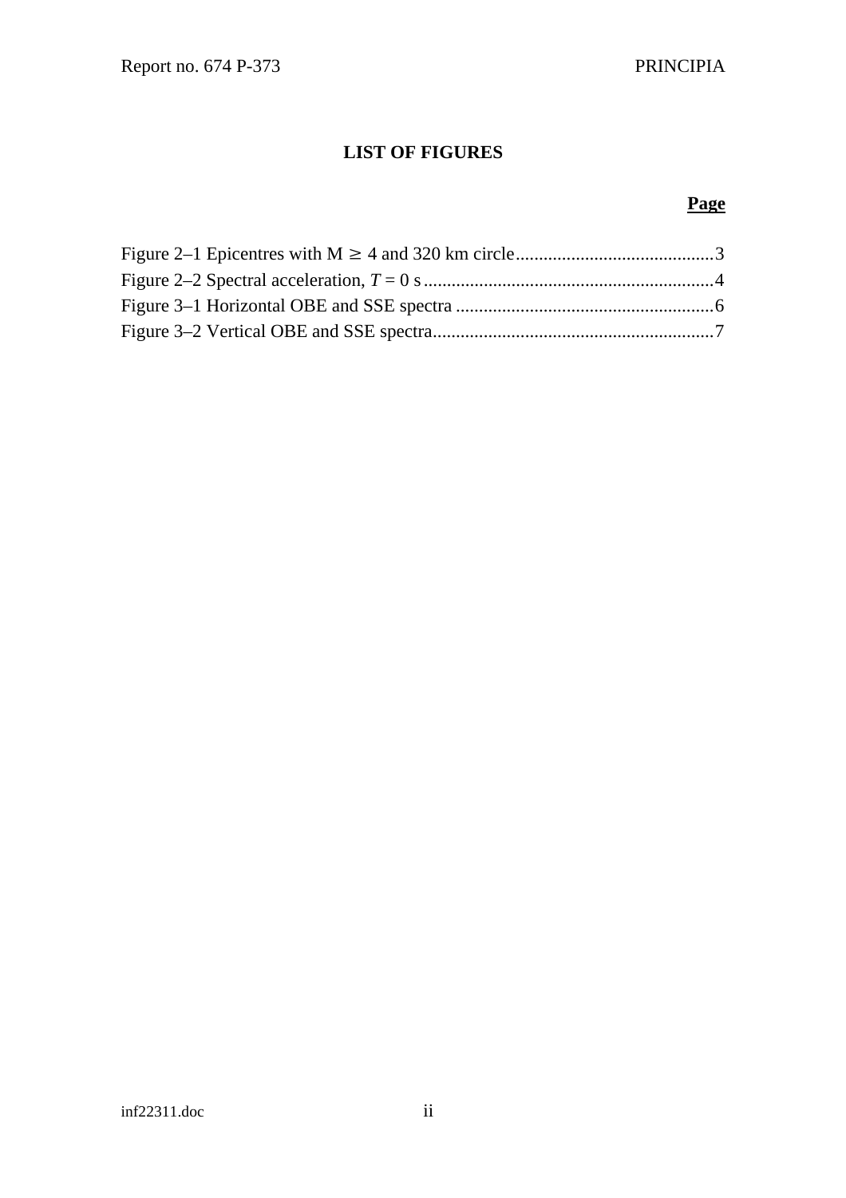# LIST OF FIGURES

**Page**

Figure 2–1 Epicentres with M $\geq$ 4 and 320 km circle ........................................... 3
Figure 2–2 Spectral acceleration, $T = 0$ s ................................................................ 4
Figure 3–1 Horizontal OBE and SSE spectra ......................................................... 6
Figure 3–2 Vertical OBE and SSE spectra............................................................. 7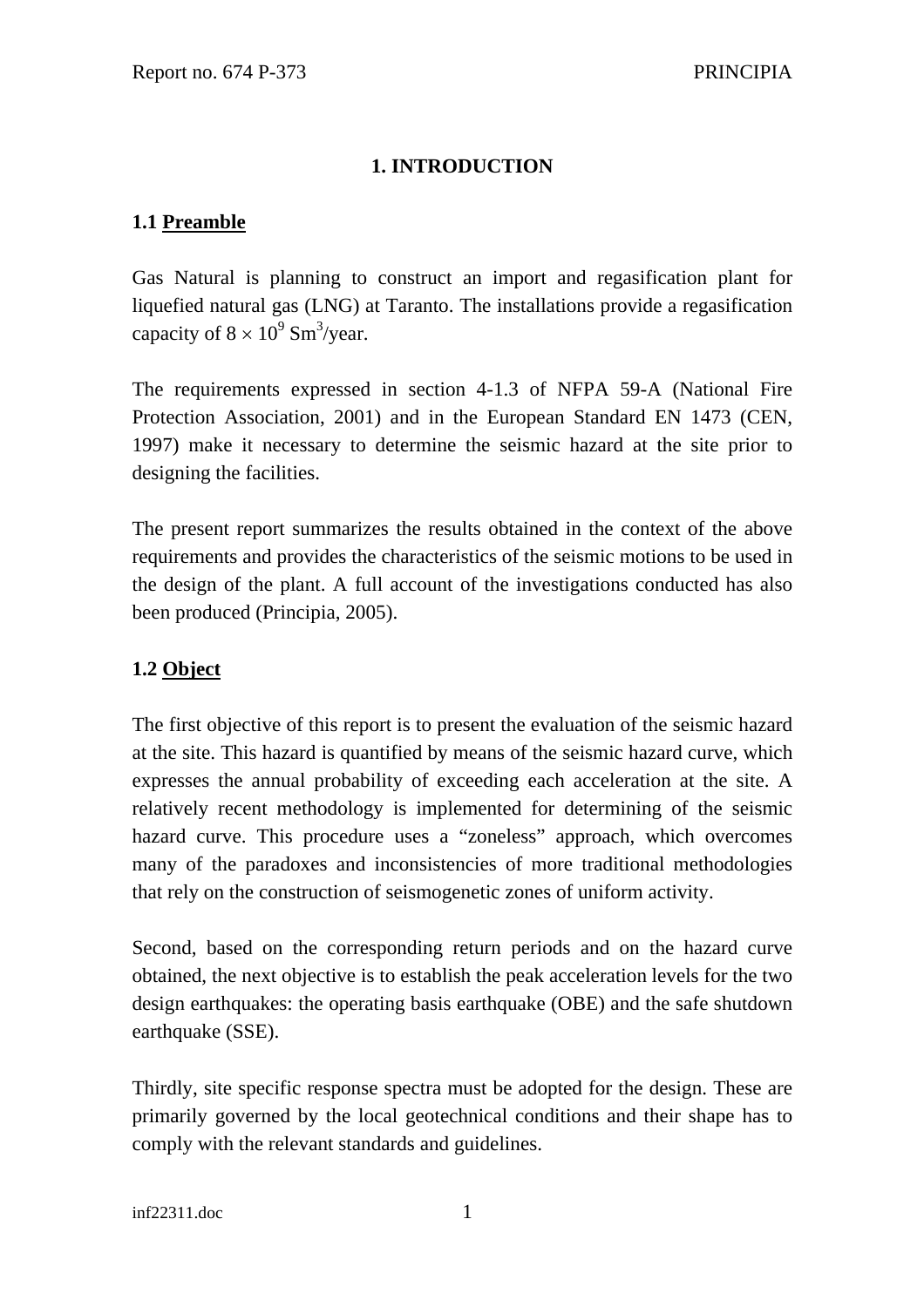# 1. INTRODUCTION

## 1.1 Preamble

Gas Natural is planning to construct an import and regasification plant for liquefied natural gas (LNG) at Taranto. The installations provide a regasification capacity of $8 \times 10^9$ $Sm^3$/year.

The requirements expressed in section 4-1.3 of NFPA 59-A (National Fire Protection Association, 2001) and in the European Standard EN 1473 (CEN, 1997) make it necessary to determine the seismic hazard at the site prior to designing the facilities.

The present report summarizes the results obtained in the context of the above requirements and provides the characteristics of the seismic motions to be used in the design of the plant. A full account of the investigations conducted has also been produced (Principia, 2005).

## 1.2 Object

The first objective of this report is to present the evaluation of the seismic hazard at the site. This hazard is quantified by means of the seismic hazard curve, which expresses the annual probability of exceeding each acceleration at the site. A relatively recent methodology is implemented for determining of the seismic hazard curve. This procedure uses a "zoneless" approach, which overcomes many of the paradoxes and inconsistencies of more traditional methodologies that rely on the construction of seismogenetic zones of uniform activity.

Second, based on the corresponding return periods and on the hazard curve obtained, the next objective is to establish the peak acceleration levels for the two design earthquakes: the operating basis earthquake (OBE) and the safe shutdown earthquake (SSE).

Thirdly, site specific response spectra must be adopted for the design. These are primarily governed by the local geotechnical conditions and their shape has to comply with the relevant standards and guidelines.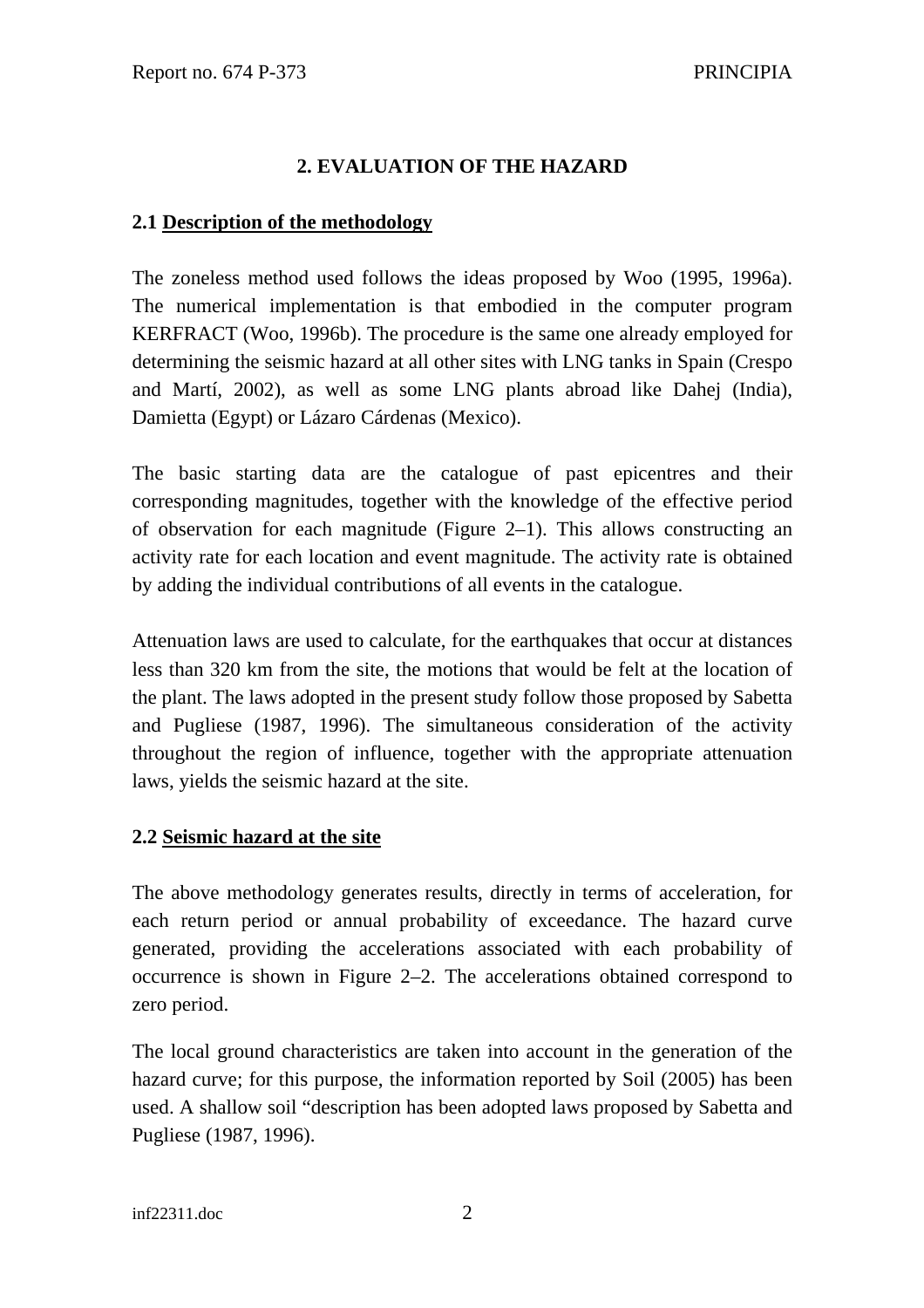## 2. EVALUATION OF THE HAZARD

### 2.1 Description of the methodology

The zoneless method used follows the ideas proposed by Woo (1995, 1996a). The numerical implementation is that embodied in the computer program KERFRACT (Woo, 1996b). The procedure is the same one already employed for determining the seismic hazard at all other sites with LNG tanks in Spain (Crespo and Martí, 2002), as well as some LNG plants abroad like Dahej (India), Damietta (Egypt) or Lázaro Cárdenas (Mexico).

The basic starting data are the catalogue of past epicentres and their corresponding magnitudes, together with the knowledge of the effective period of observation for each magnitude (Figure 2–1). This allows constructing an activity rate for each location and event magnitude. The activity rate is obtained by adding the individual contributions of all events in the catalogue.

Attenuation laws are used to calculate, for the earthquakes that occur at distances less than 320 km from the site, the motions that would be felt at the location of the plant. The laws adopted in the present study follow those proposed by Sabetta and Pugliese (1987, 1996). The simultaneous consideration of the activity throughout the region of influence, together with the appropriate attenuation laws, yields the seismic hazard at the site.

### 2.2 Seismic hazard at the site

The above methodology generates results, directly in terms of acceleration, for each return period or annual probability of exceedance. The hazard curve generated, providing the accelerations associated with each probability of occurrence is shown in Figure 2–2. The accelerations obtained correspond to zero period.

The local ground characteristics are taken into account in the generation of the hazard curve; for this purpose, the information reported by Soil (2005) has been used. A shallow soil "description has been adopted laws proposed by Sabetta and Pugliese (1987, 1996).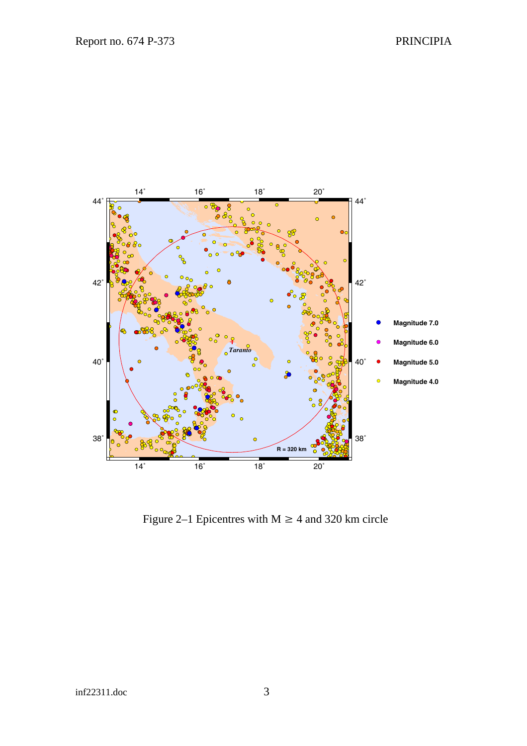Figure 2–1 Epicentres with M $\geq$ 4 and 320 km circle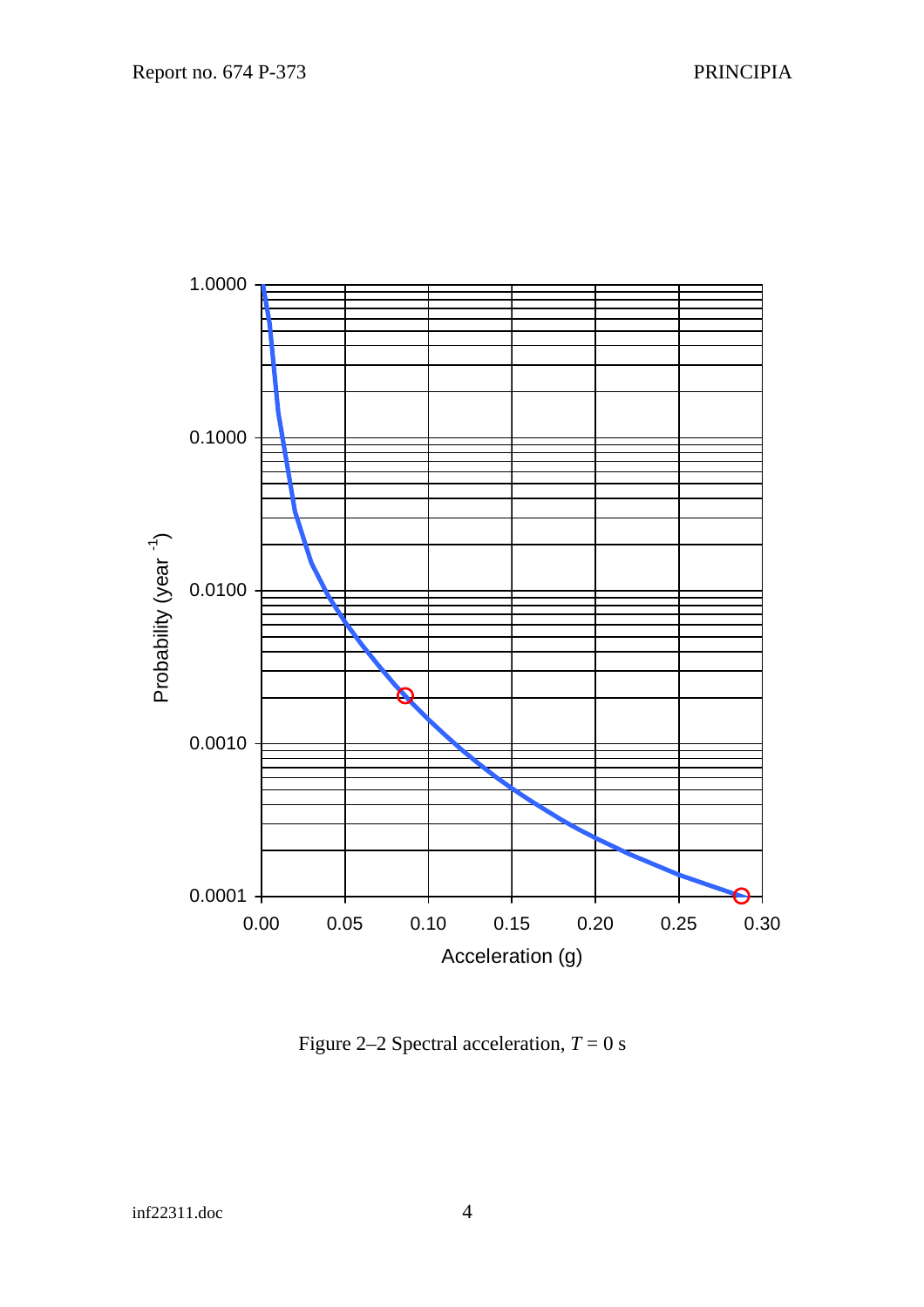Figure 2–2 Spectral acceleration, $T = 0$ s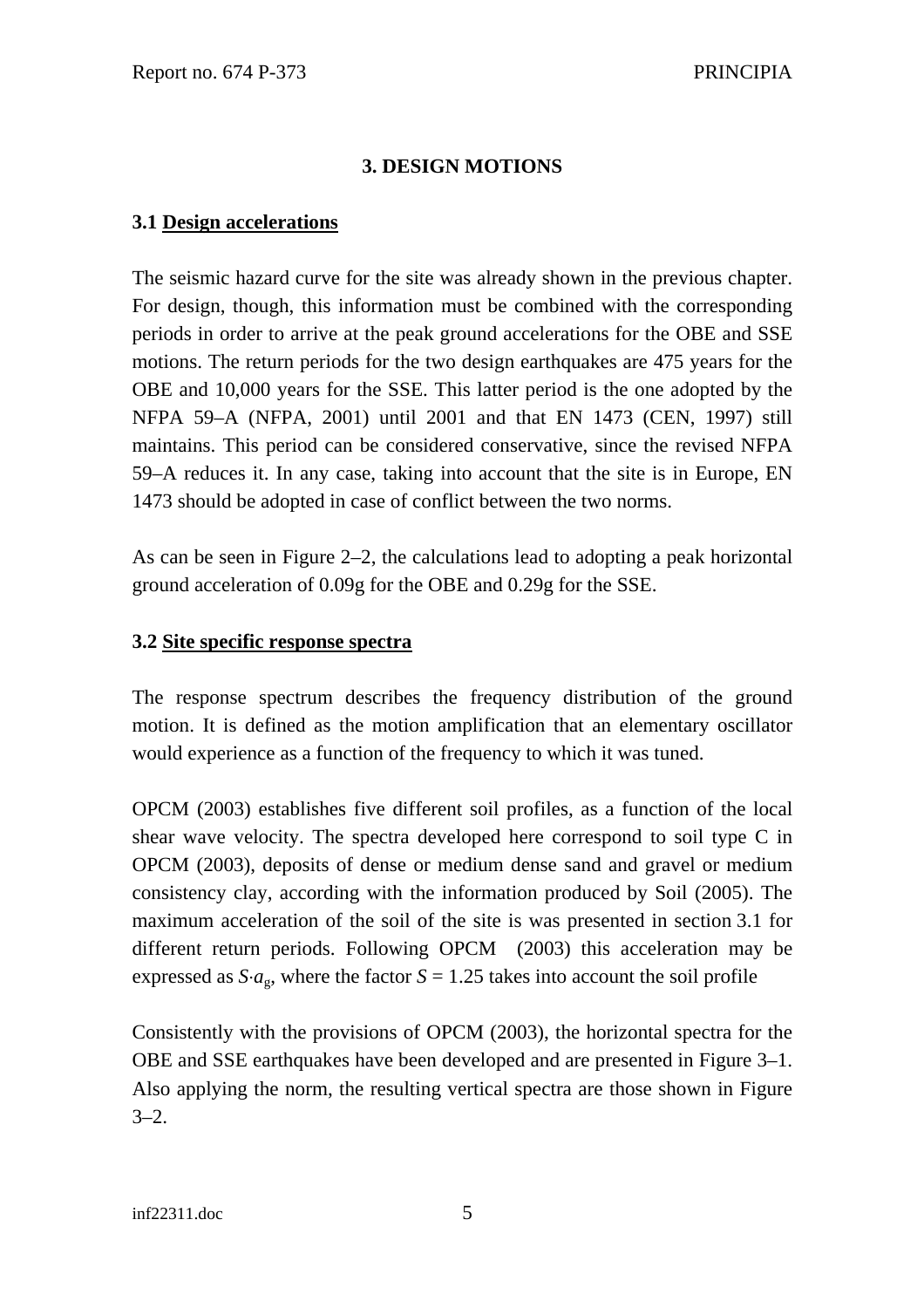# 3. DESIGN MOTIONS

## 3.1 Design accelerations

The seismic hazard curve for the site was already shown in the previous chapter. For design, though, this information must be combined with the corresponding periods in order to arrive at the peak ground accelerations for the OBE and SSE motions. The return periods for the two design earthquakes are 475 years for the OBE and 10,000 years for the SSE. This latter period is the one adopted by the NFPA 59–A (NFPA, 2001) until 2001 and that EN 1473 (CEN, 1997) still maintains. This period can be considered conservative, since the revised NFPA 59–A reduces it. In any case, taking into account that the site is in Europe, EN 1473 should be adopted in case of conflict between the two norms.

As can be seen in Figure 2–2, the calculations lead to adopting a peak horizontal ground acceleration of 0.09g for the OBE and 0.29g for the SSE.

## 3.2 Site specific response spectra

The response spectrum describes the frequency distribution of the ground motion. It is defined as the motion amplification that an elementary oscillator would experience as a function of the frequency to which it was tuned.

OPCM (2003) establishes five different soil profiles, as a function of the local shear wave velocity. The spectra developed here correspond to soil type C in OPCM (2003), deposits of dense or medium dense sand and gravel or medium consistency clay, according with the information produced by Soil (2005). The maximum acceleration of the soil of the site is was presented in section 3.1 for different return periods. Following OPCM (2003) this acceleration may be expressed as $S \cdot a_g$, where the factor $S = 1.25$ takes into account the soil profile

Consistently with the provisions of OPCM (2003), the horizontal spectra for the OBE and SSE earthquakes have been developed and are presented in Figure 3–1. Also applying the norm, the resulting vertical spectra are those shown in Figure 3–2.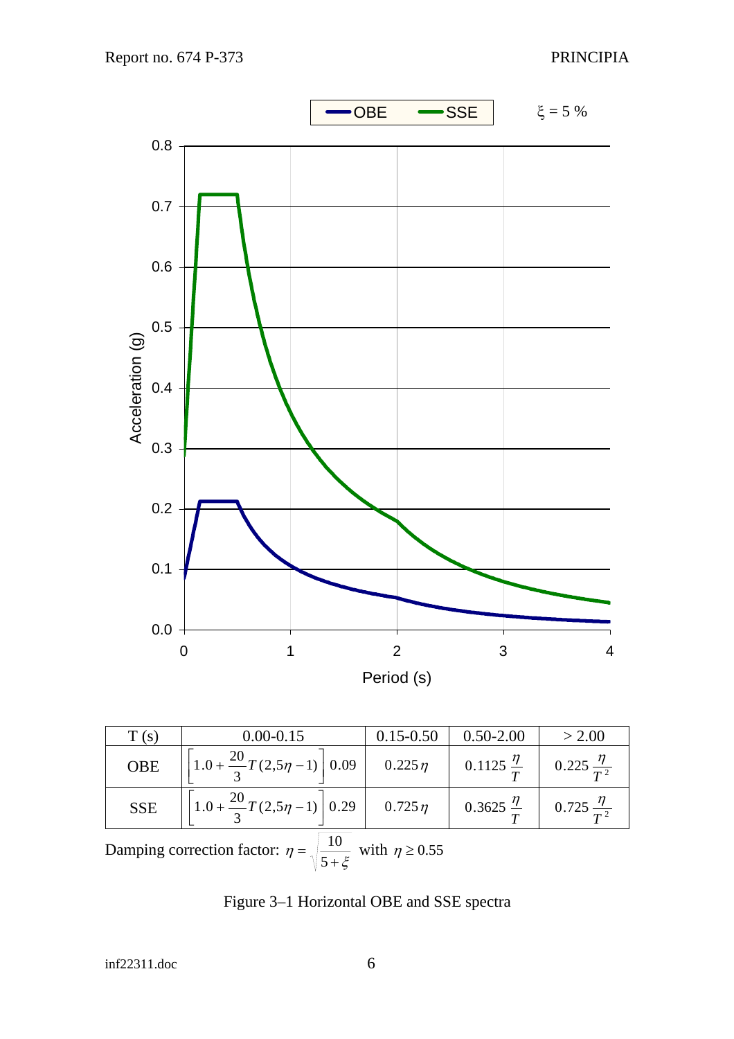| T (s) | 0.00-0.15 | 0.15-0.50 | 0.50-2.00 | > 2.00 |
|---|---|---|---|---|
| OBE | $\left[1.0+\frac{20}{3}T\,(2{,}5\eta-1)\right]\,0.09$ | $0.225\,\eta$ | $0.1125\,\frac{\eta}{T}$ | $0.225\,\frac{\eta}{T^2}$ |
| SSE | $\left[1.0+\frac{20}{3}T\,(2{,}5\eta-1)\right]\,0.29$ | $0.725\,\eta$ | $0.3625\,\frac{\eta}{T}$ | $0.725\,\frac{\eta}{T^2}$ |

Damping correction factor: $\eta=\sqrt{\frac{10}{5+\xi}}$ with $\eta \geq 0.55$

Figure 3–1 Horizontal OBE and SSE spectra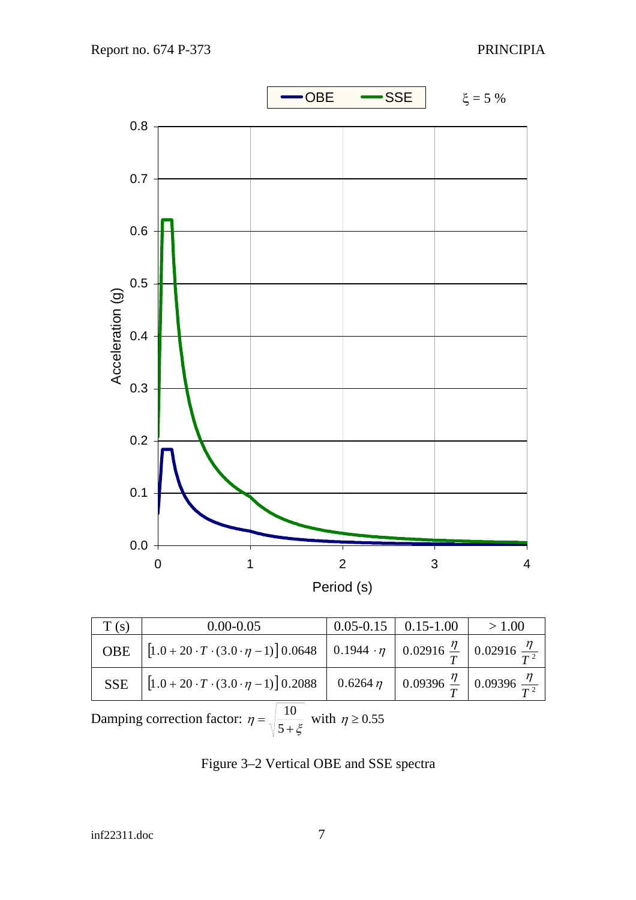| T (s) | 0.00-0.05 | 0.05-0.15 | 0.15-1.00 | > 1.00 |
|---|---|---|---|---|
| OBE | $\left[1.0 + 20 \cdot T \cdot (3.0 \cdot \eta - 1)\right] 0.0648$ | $0.1944 \cdot \eta$ | $0.02916 \, \frac{\eta}{T}$ | $0.02916 \, \frac{\eta}{T^2}$ |
| SSE | $\left[1.0 + 20 \cdot T \cdot (3.0 \cdot \eta - 1)\right] 0.2088$ | $0.6264 \, \eta$ | $0.09396 \, \frac{\eta}{T}$ | $0.09396 \, \frac{\eta}{T^2}$ |

Damping correction factor: $\eta = \sqrt{\frac{10}{5+\xi}}$ with $\eta \geq 0.55$

Figure 3–2 Vertical OBE and SSE spectra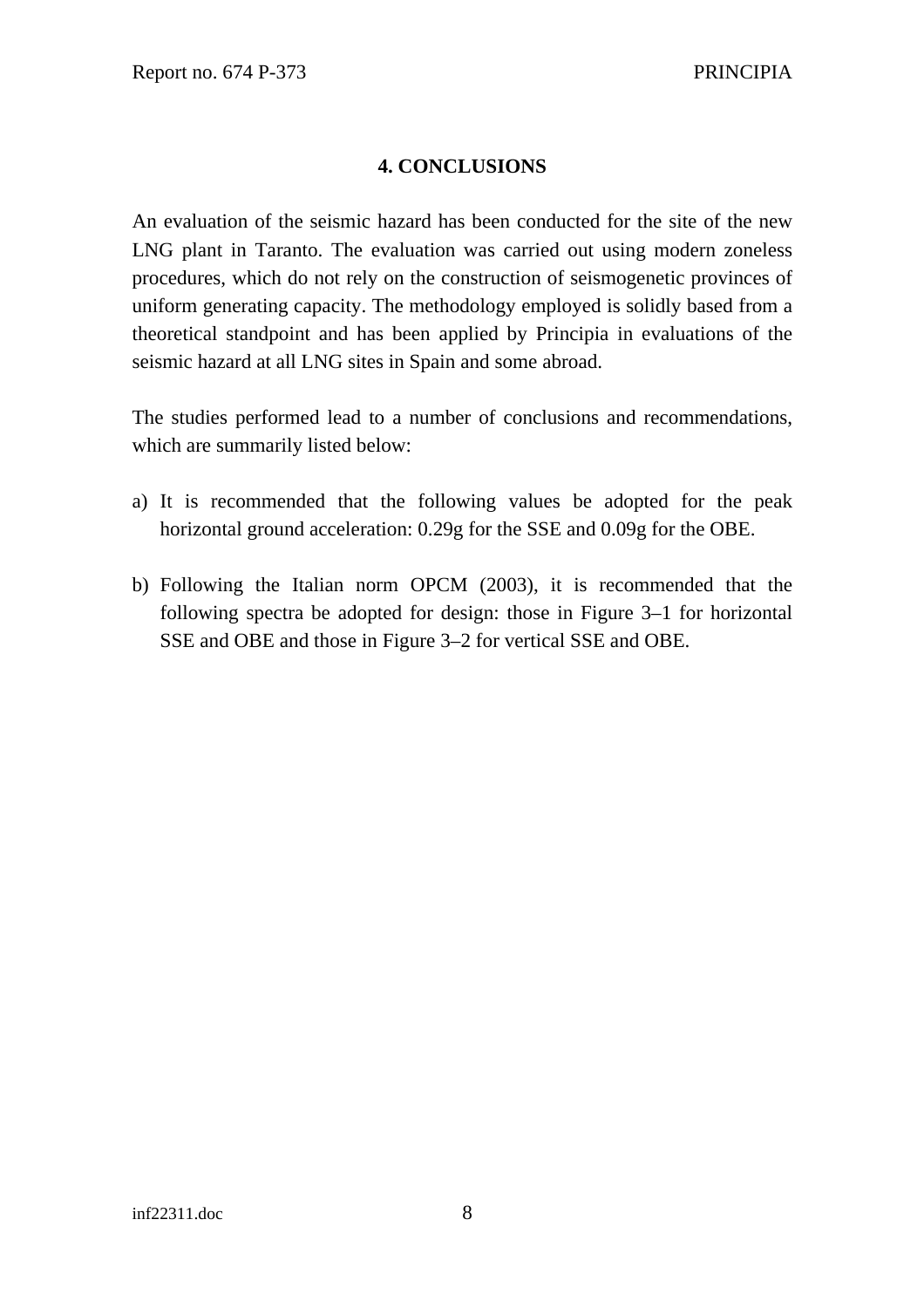# 4. CONCLUSIONS

An evaluation of the seismic hazard has been conducted for the site of the new LNG plant in Taranto. The evaluation was carried out using modern zoneless procedures, which do not rely on the construction of seismogenetic provinces of uniform generating capacity. The methodology employed is solidly based from a theoretical standpoint and has been applied by Principia in evaluations of the seismic hazard at all LNG sites in Spain and some abroad.

The studies performed lead to a number of conclusions and recommendations, which are summarily listed below:

a) It is recommended that the following values be adopted for the peak horizontal ground acceleration: 0.29g for the SSE and 0.09g for the OBE.

b) Following the Italian norm OPCM (2003), it is recommended that the following spectra be adopted for design: those in Figure 3–1 for horizontal SSE and OBE and those in Figure 3–2 for vertical SSE and OBE.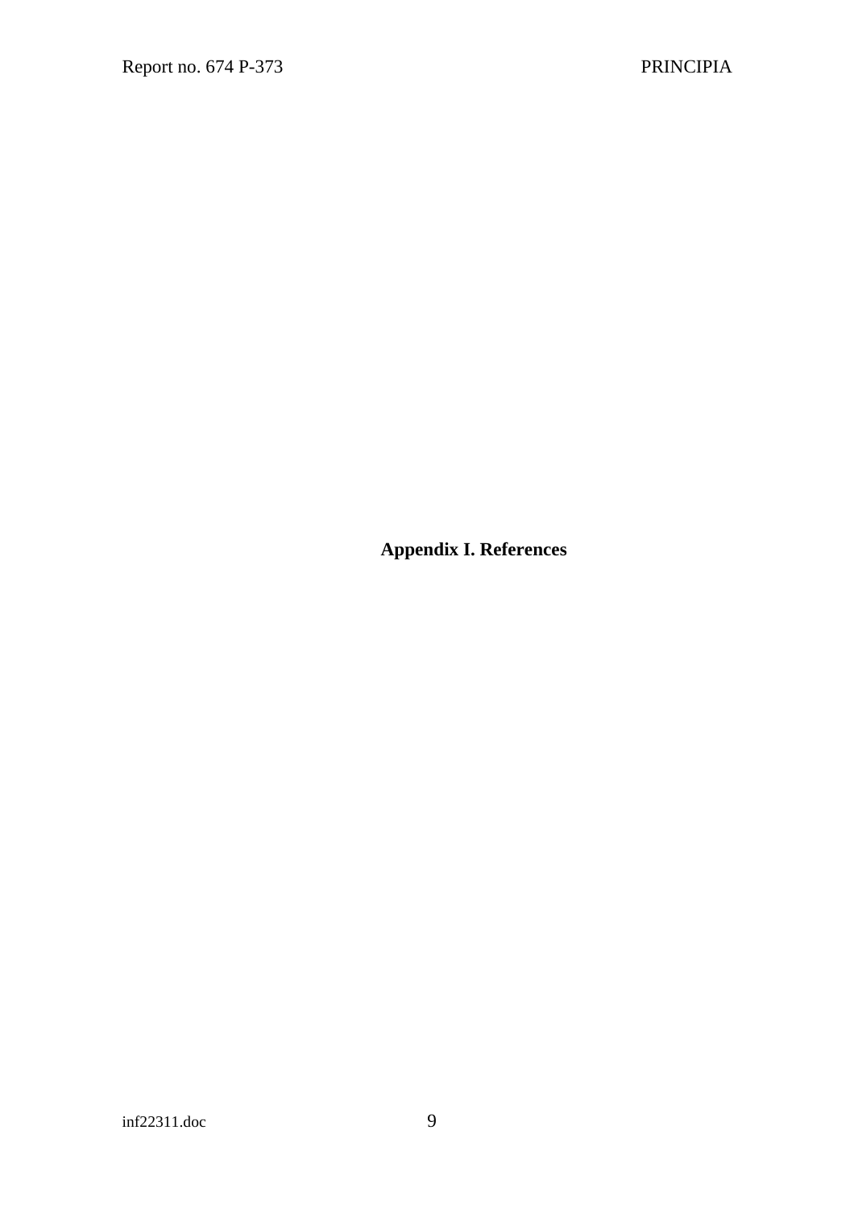# Appendix I. References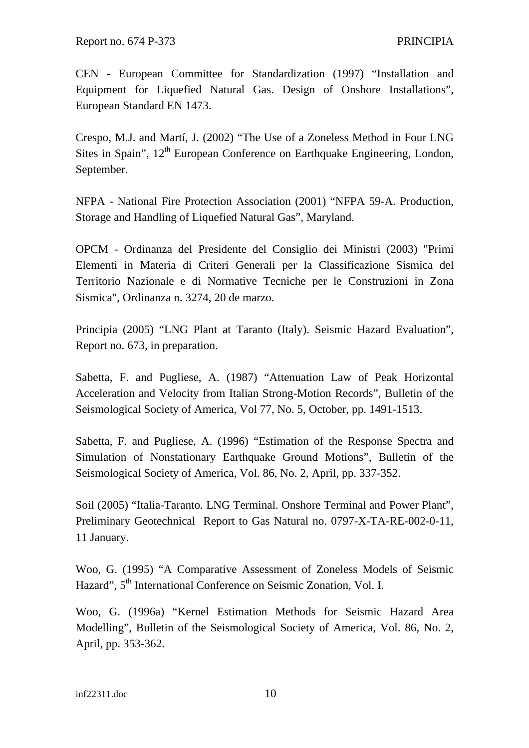CEN - European Committee for Standardization (1997) "Installation and Equipment for Liquefied Natural Gas. Design of Onshore Installations", European Standard EN 1473.

Crespo, M.J. and Martí, J. (2002) "The Use of a Zoneless Method in Four LNG Sites in Spain", 12th European Conference on Earthquake Engineering, London, September.

NFPA - National Fire Protection Association (2001) "NFPA 59-A. Production, Storage and Handling of Liquefied Natural Gas", Maryland.

OPCM - Ordinanza del Presidente del Consiglio dei Ministri (2003) "Primi Elementi in Materia di Criteri Generali per la Classificazione Sismica del Territorio Nazionale e di Normative Tecniche per le Construzioni in Zona Sismica", Ordinanza n. 3274, 20 de marzo.

Principia (2005) "LNG Plant at Taranto (Italy). Seismic Hazard Evaluation", Report no. 673, in preparation.

Sabetta, F. and Pugliese, A. (1987) "Attenuation Law of Peak Horizontal Acceleration and Velocity from Italian Strong-Motion Records", Bulletin of the Seismological Society of America, Vol 77, No. 5, October, pp. 1491-1513.

Sabetta, F. and Pugliese, A. (1996) "Estimation of the Response Spectra and Simulation of Nonstationary Earthquake Ground Motions", Bulletin of the Seismological Society of America, Vol. 86, No. 2, April, pp. 337-352.

Soil (2005) "Italia-Taranto. LNG Terminal. Onshore Terminal and Power Plant", Preliminary Geotechnical Report to Gas Natural no. 0797-X-TA-RE-002-0-11, 11 January.

Woo, G. (1995) "A Comparative Assessment of Zoneless Models of Seismic Hazard", 5th International Conference on Seismic Zonation, Vol. I.

Woo, G. (1996a) "Kernel Estimation Methods for Seismic Hazard Area Modelling", Bulletin of the Seismological Society of America, Vol. 86, No. 2, April, pp. 353-362.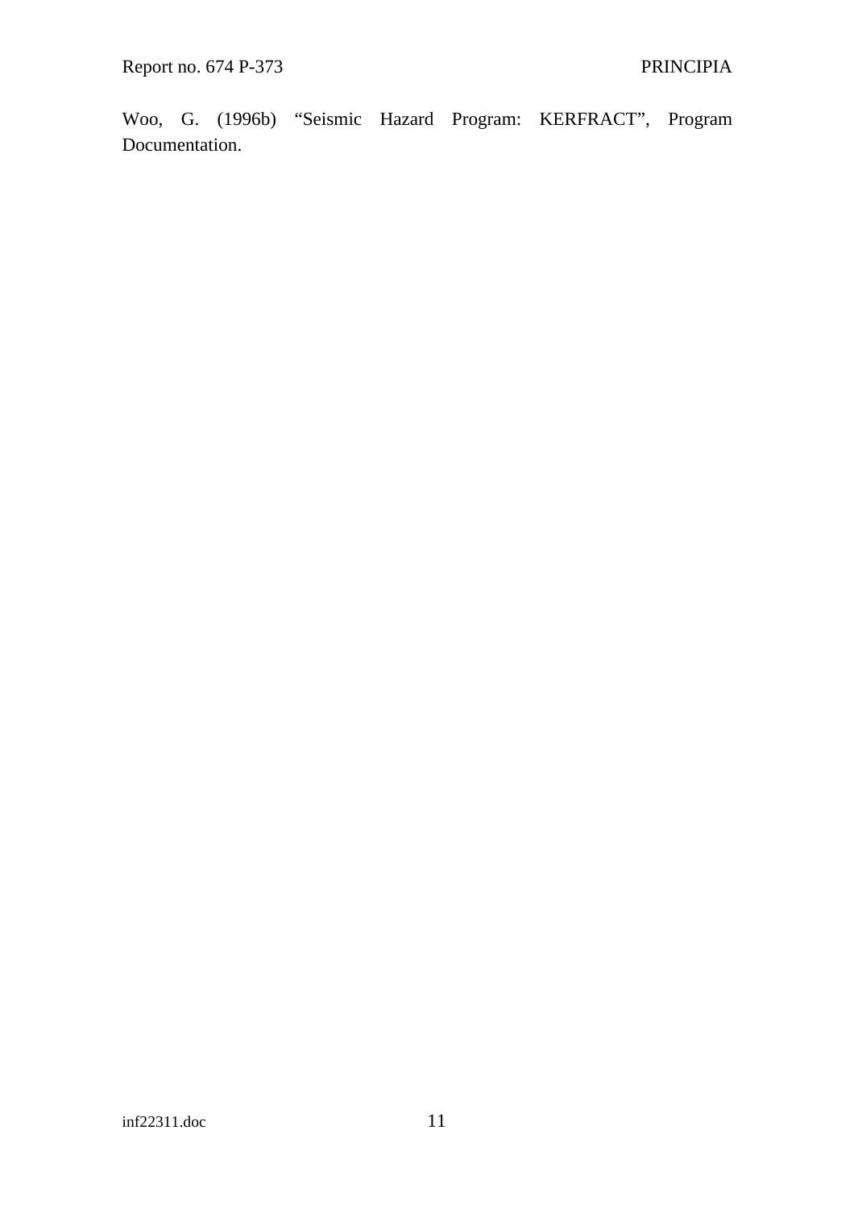Woo, G. (1996b) "Seismic Hazard Program: KERFRACT", Program Documentation.